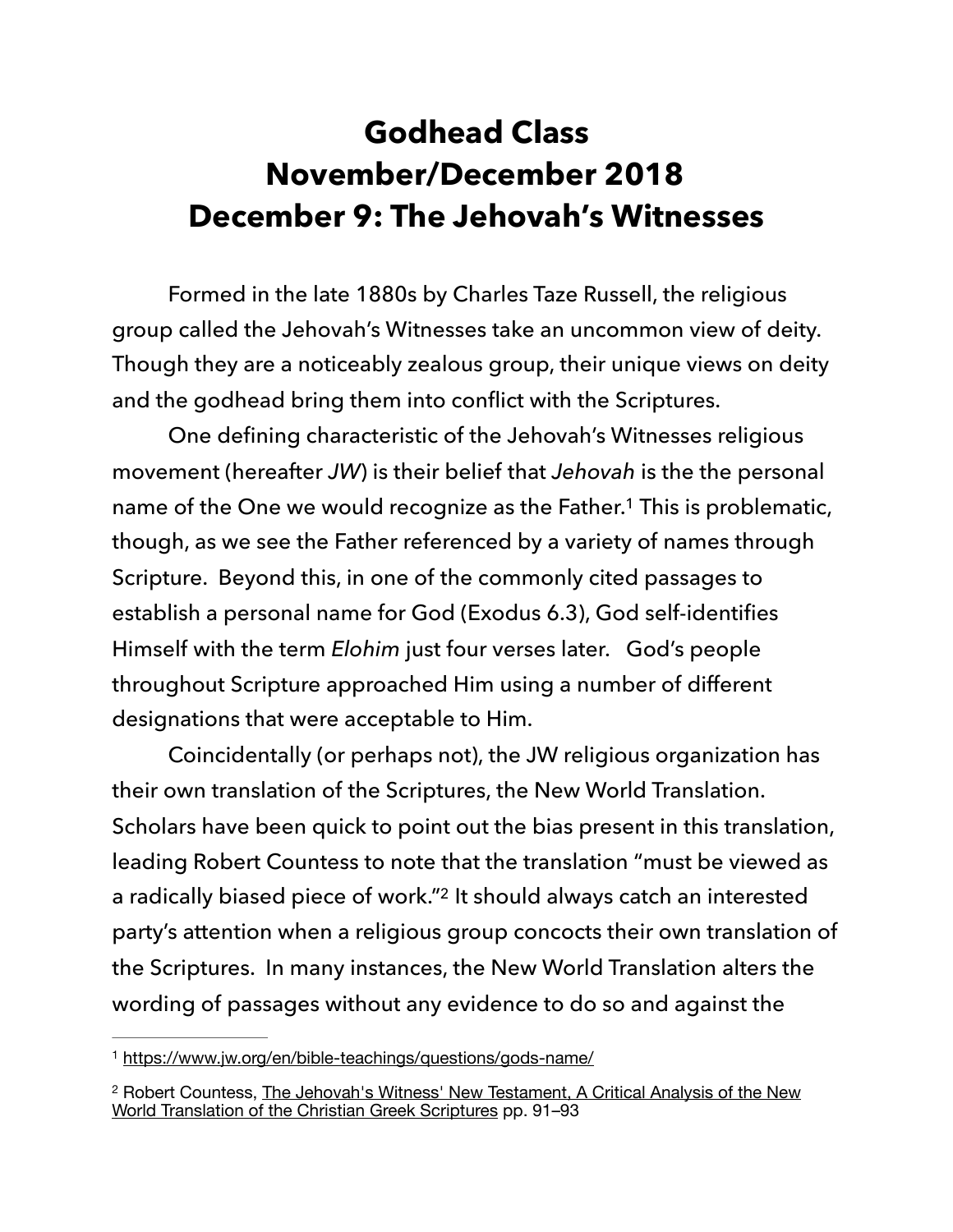# Godhead Class
# November/December 2018
# December 9: The Jehovah's Witnesses

Formed in the late 1880s by Charles Taze Russell, the religious group called the Jehovah's Witnesses take an uncommon view of deity. Though they are a noticeably zealous group, their unique views on deity and the godhead bring them into conflict with the Scriptures.

One defining characteristic of the Jehovah's Witnesses religious movement (hereafter *JW*) is their belief that *Jehovah* is the the personal name of the One we would recognize as the Father.[1] This is problematic, though, as we see the Father referenced by a variety of names through Scripture. Beyond this, in one of the commonly cited passages to establish a personal name for God (Exodus 6.3), God self-identifies Himself with the term *Elohim* just four verses later. God's people throughout Scripture approached Him using a number of different designations that were acceptable to Him.

Coincidentally (or perhaps not), the JW religious organization has their own translation of the Scriptures, the New World Translation. Scholars have been quick to point out the bias present in this translation, leading Robert Countess to note that the translation "must be viewed as a radically biased piece of work."[2] It should always catch an interested party's attention when a religious group concocts their own translation of the Scriptures. In many instances, the New World Translation alters the wording of passages without any evidence to do so and against the

---

[1] https://www.jw.org/en/bible-teachings/questions/gods-name/

[2] Robert Countess, The Jehovah's Witness' New Testament, A Critical Analysis of the New World Translation of the Christian Greek Scriptures pp. 91–93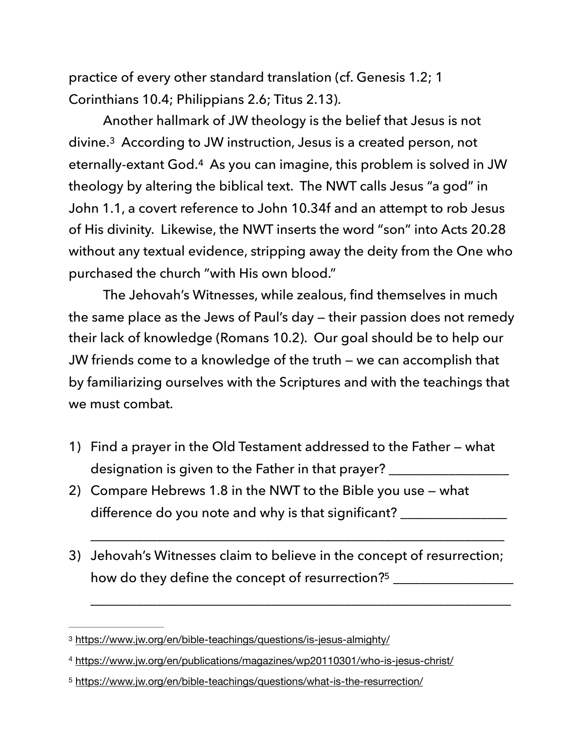practice of every other standard translation (cf. Genesis 1.2; 1 Corinthians 10.4; Philippians 2.6; Titus 2.13).

Another hallmark of JW theology is the belief that Jesus is not divine.[3] According to JW instruction, Jesus is a created person, not eternally-extant God.[4] As you can imagine, this problem is solved in JW theology by altering the biblical text. The NWT calls Jesus "a god" in John 1.1, a covert reference to John 10.34f and an attempt to rob Jesus of His divinity. Likewise, the NWT inserts the word "son" into Acts 20.28 without any textual evidence, stripping away the deity from the One who purchased the church "with His own blood."

The Jehovah's Witnesses, while zealous, find themselves in much the same place as the Jews of Paul's day — their passion does not remedy their lack of knowledge (Romans 10.2). Our goal should be to help our JW friends come to a knowledge of the truth — we can accomplish that by familiarizing ourselves with the Scriptures and with the teachings that we must combat.

1) Find a prayer in the Old Testament addressed to the Father — what designation is given to the Father in that prayer? __________________
2) Compare Hebrews 1.8 in the NWT to the Bible you use — what difference do you note and why is that significant? ________________

   _________________________________________________________________
3) Jehovah's Witnesses claim to believe in the concept of resurrection; how do they define the concept of resurrection?[5] __________________

   _________________________________________________________________

---

[3] https://www.jw.org/en/bible-teachings/questions/is-jesus-almighty/

[4] https://www.jw.org/en/publications/magazines/wp20110301/who-is-jesus-christ/

[5] https://www.jw.org/en/bible-teachings/questions/what-is-the-resurrection/